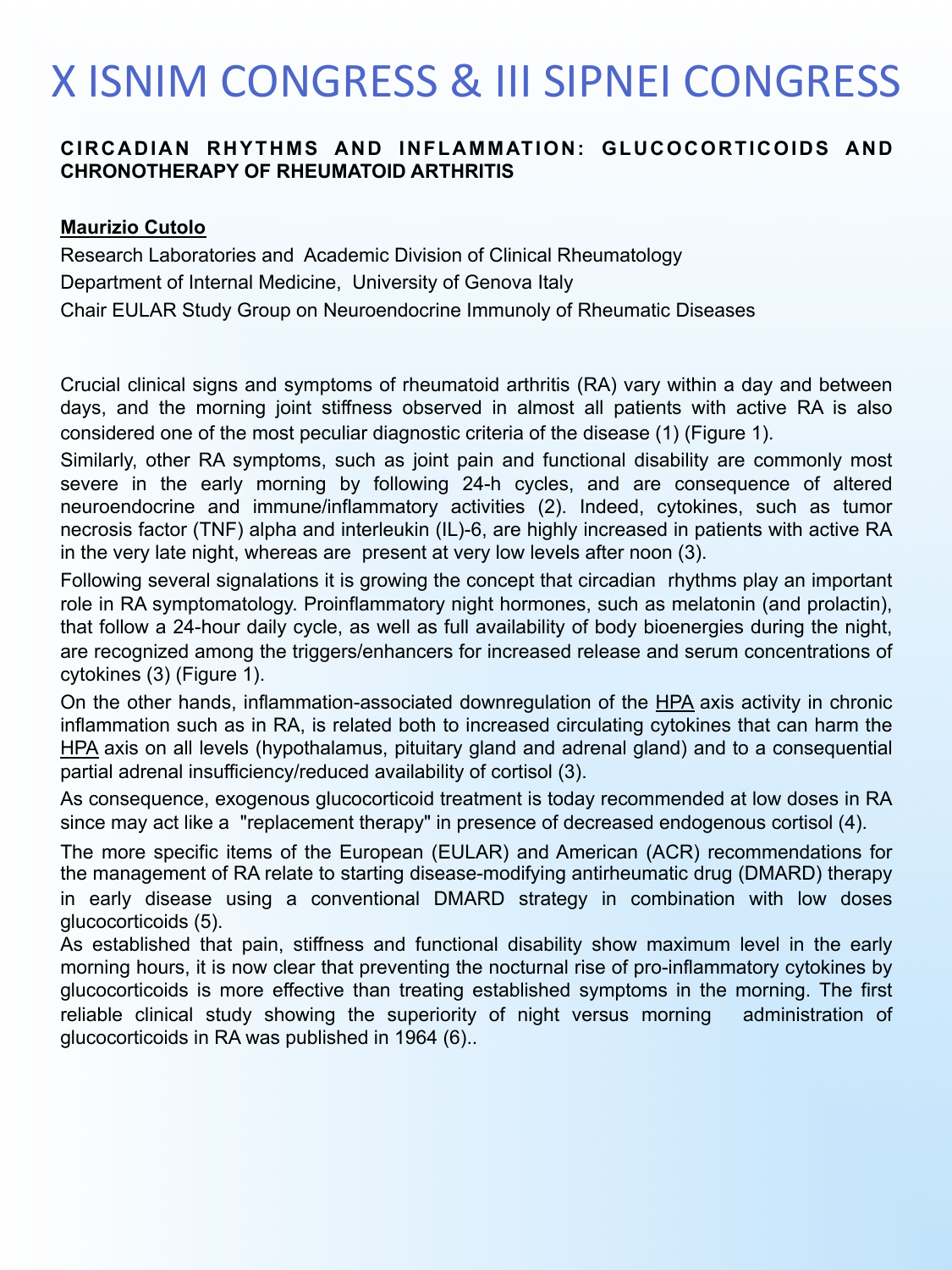# X ISNIM CONGRESS & III SIPNEI CONGRESS

## CIRCADIAN RHYTHMS AND INFLAMMATION: GLUCOCORTICOIDS AND CHRONOTHERAPY OF RHEUMATOID ARTHRITIS

**Maurizio Cutolo**

Research Laboratories and Academic Division of Clinical Rheumatology
Department of Internal Medicine, University of Genova Italy
Chair EULAR Study Group on Neuroendocrine Immunoly of Rheumatic Diseases

Crucial clinical signs and symptoms of rheumatoid arthritis (RA) vary within a day and between days, and the morning joint stiffness observed in almost all patients with active RA is also considered one of the most peculiar diagnostic criteria of the disease (1) (Figure 1).

Similarly, other RA symptoms, such as joint pain and functional disability are commonly most severe in the early morning by following 24-h cycles, and are consequence of altered neuroendocrine and immune/inflammatory activities (2). Indeed, cytokines, such as tumor necrosis factor (TNF) alpha and interleukin (IL)-6, are highly increased in patients with active RA in the very late night, whereas are present at very low levels after noon (3).

Following several signalations it is growing the concept that circadian rhythms play an important role in RA symptomatology. Proinflammatory night hormones, such as melatonin (and prolactin), that follow a 24-hour daily cycle, as well as full availability of body bioenergies during the night, are recognized among the triggers/enhancers for increased release and serum concentrations of cytokines (3) (Figure 1).

On the other hands, inflammation-associated downregulation of the HPA axis activity in chronic inflammation such as in RA, is related both to increased circulating cytokines that can harm the HPA axis on all levels (hypothalamus, pituitary gland and adrenal gland) and to a consequential partial adrenal insufficiency/reduced availability of cortisol (3).

As consequence, exogenous glucocorticoid treatment is today recommended at low doses in RA since may act like a "replacement therapy" in presence of decreased endogenous cortisol (4).

The more specific items of the European (EULAR) and American (ACR) recommendations for the management of RA relate to starting disease-modifying antirheumatic drug (DMARD) therapy in early disease using a conventional DMARD strategy in combination with low doses glucocorticoids (5).

As established that pain, stiffness and functional disability show maximum level in the early morning hours, it is now clear that preventing the nocturnal rise of pro-inflammatory cytokines by glucocorticoids is more effective than treating established symptoms in the morning. The first reliable clinical study showing the superiority of night versus morning administration of glucocorticoids in RA was published in 1964 (6)..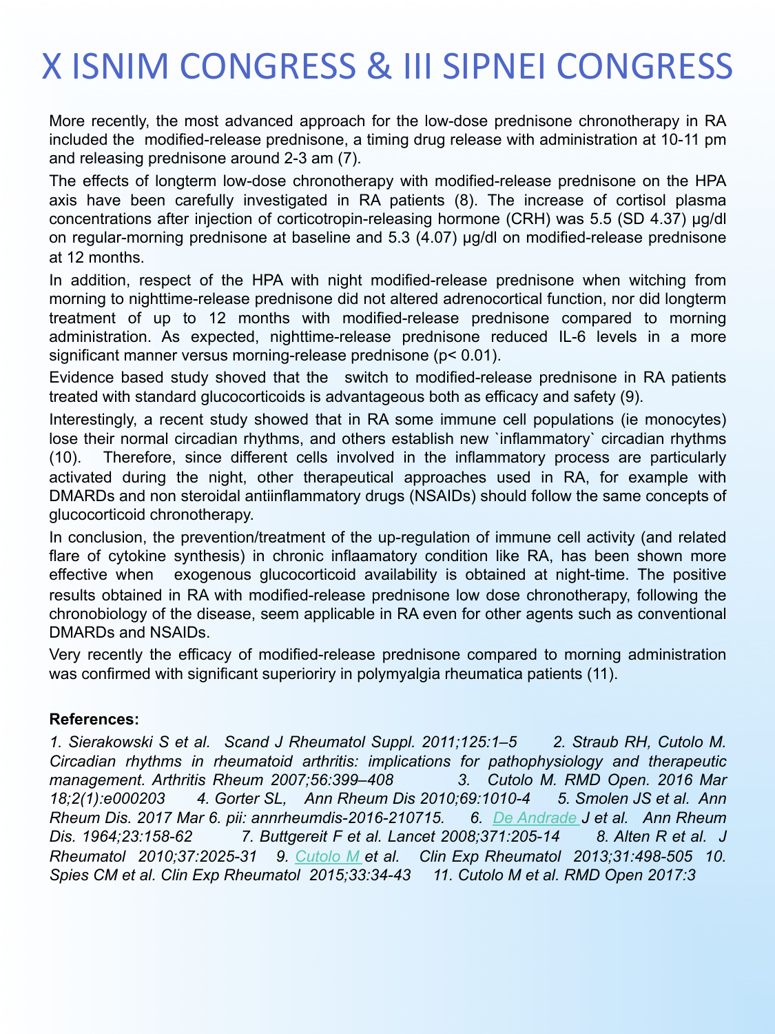More recently, the most advanced approach for the low-dose prednisone chronotherapy in RA included the modified-release prednisone, a timing drug release with administration at 10-11 pm and releasing prednisone around 2-3 am (7).

The effects of longterm low-dose chronotherapy with modified-release prednisone on the HPA axis have been carefully investigated in RA patients (8). The increase of cortisol plasma concentrations after injection of corticotropin-releasing hormone (CRH) was 5.5 (SD 4.37) μg/dl on regular-morning prednisone at baseline and 5.3 (4.07) μg/dl on modified-release prednisone at 12 months.

In addition, respect of the HPA with night modified-release prednisone when witching from morning to nighttime-release prednisone did not altered adrenocortical function, nor did longterm treatment of up to 12 months with modified-release prednisone compared to morning administration. As expected, nighttime-release prednisone reduced IL-6 levels in a more significant manner versus morning-release prednisone ($p < 0.01$).

Evidence based study shoved that the switch to modified-release prednisone in RA patients treated with standard glucocorticoids is advantageous both as efficacy and safety (9).

Interestingly, a recent study showed that in RA some immune cell populations (ie monocytes) lose their normal circadian rhythms, and others establish new `inflammatory` circadian rhythms (10). Therefore, since different cells involved in the inflammatory process are particularly activated during the night, other therapeutical approaches used in RA, for example with DMARDs and non steroidal antiinflammatory drugs (NSAIDs) should follow the same concepts of glucocorticoid chronotherapy.

In conclusion, the prevention/treatment of the up-regulation of immune cell activity (and related flare of cytokine synthesis) in chronic inflaamatory condition like RA, has been shown more effective when exogenous glucocorticoid availability is obtained at night-time. The positive results obtained in RA with modified-release prednisone low dose chronotherapy, following the chronobiology of the disease, seem applicable in RA even for other agents such as conventional DMARDs and NSAIDs.

Very recently the efficacy of modified-release prednisone compared to morning administration was confirmed with significant superioriry in polymyalgia rheumatica patients (11).

**References:**

*1. Sierakowski S et al. Scand J Rheumatol Suppl. 2011;125:1–5 2. Straub RH, Cutolo M. Circadian rhythms in rheumatoid arthritis: implications for pathophysiology and therapeutic management. Arthritis Rheum 2007;56:399–408 3. Cutolo M. RMD Open. 2016 Mar 18;2(1):e000203 4. Gorter SL, Ann Rheum Dis 2010;69:1010-4 5. Smolen JS et al. Ann Rheum Dis. 2017 Mar 6. pii: annrheumdis-2016-210715. 6. De Andrade J et al. Ann Rheum Dis. 1964;23:158-62 7. Buttgereit F et al. Lancet 2008;371:205-14 8. Alten R et al. J Rheumatol 2010;37:2025-31 9. Cutolo M et al. Clin Exp Rheumatol 2013;31:498-505 10. Spies CM et al. Clin Exp Rheumatol 2015;33:34-43 11. Cutolo M et al. RMD Open 2017:3*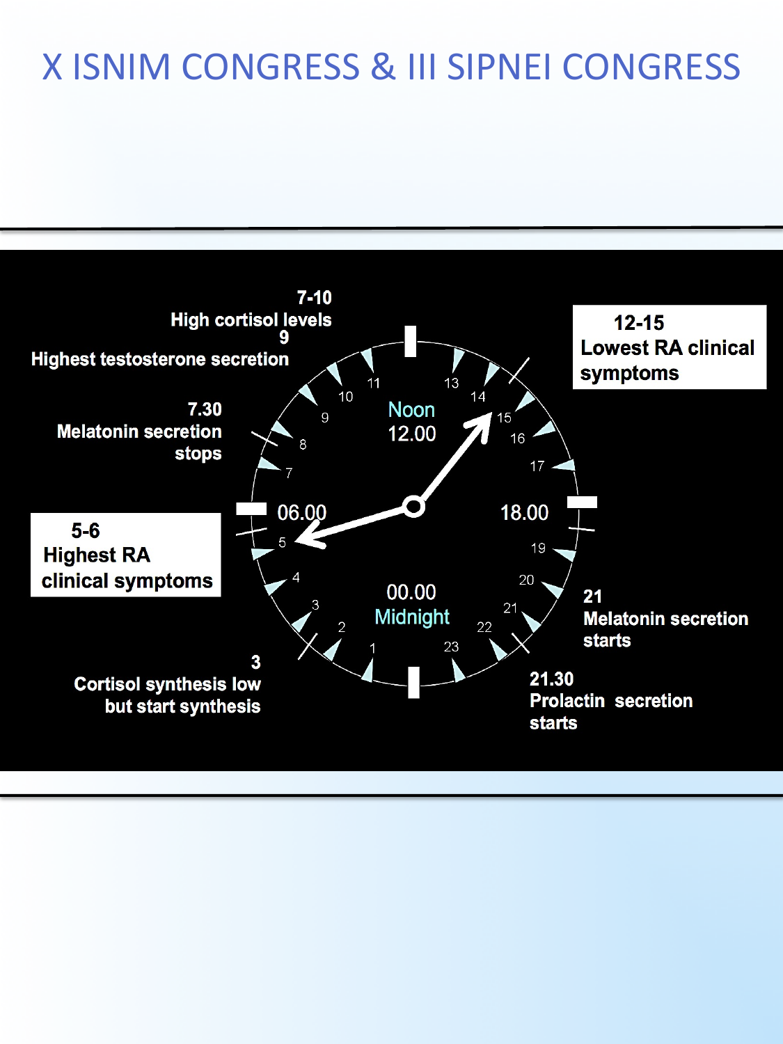# X ISNIM CONGRESS & III SIPNEI CONGRESS

7-10
High cortisol levels
9
Highest testosterone secretion

7.30
Melatonin secretion stops

5-6
Highest RA clinical symptoms

3
Cortisol synthesis low but start synthesis

12-15
Lowest RA clinical symptoms

21
Melatonin secretion starts

21.30
Prolactin secretion starts

Noon
12.00

06.00

18.00

00.00
Midnight

1 2 3 4 5 7 8 9 10 11 13 14 15 16 17 19 20 21 22 23